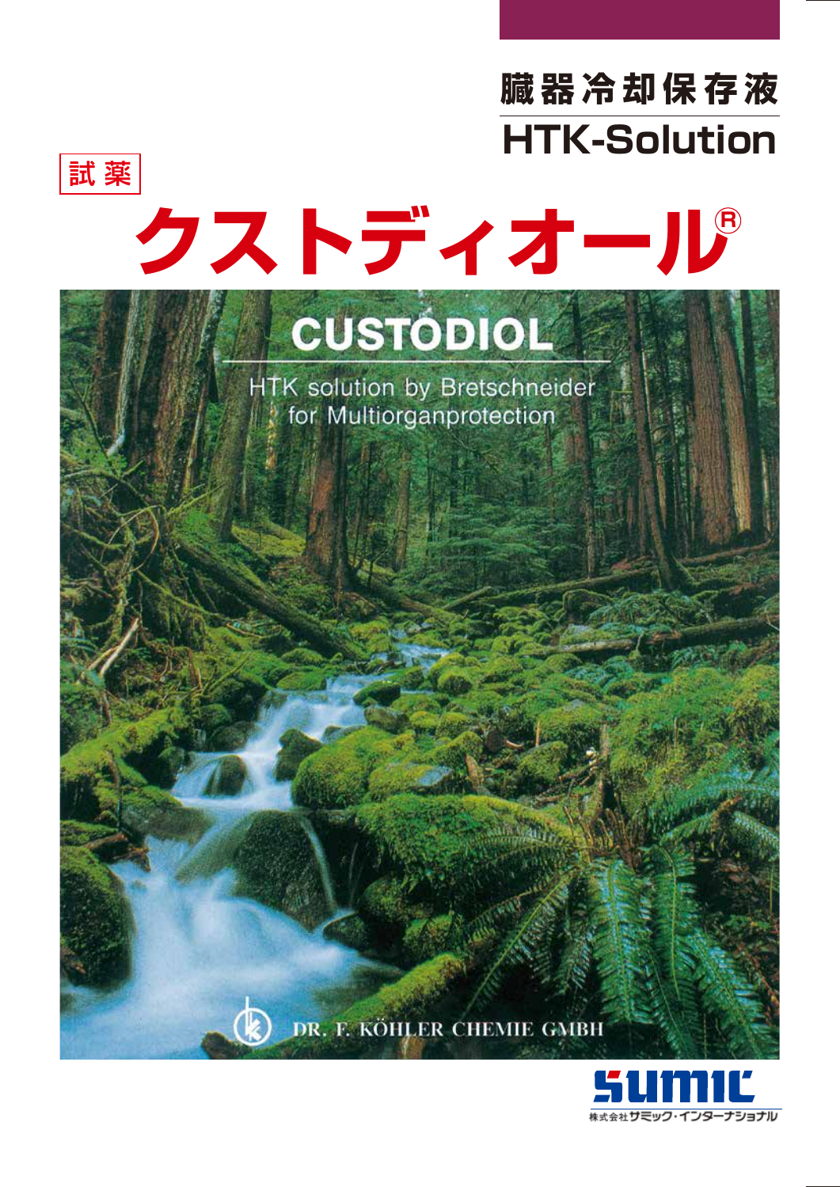# 臓器冷却保存液

# HTK-Solution

試薬

# クストディオール®

CUSTODIOL

HTK solution by Bretschneider for Multiorganprotection

DR. F. KÖHLER CHEMIE GMBH

SUMIC

株式会社サミック・インターナショナル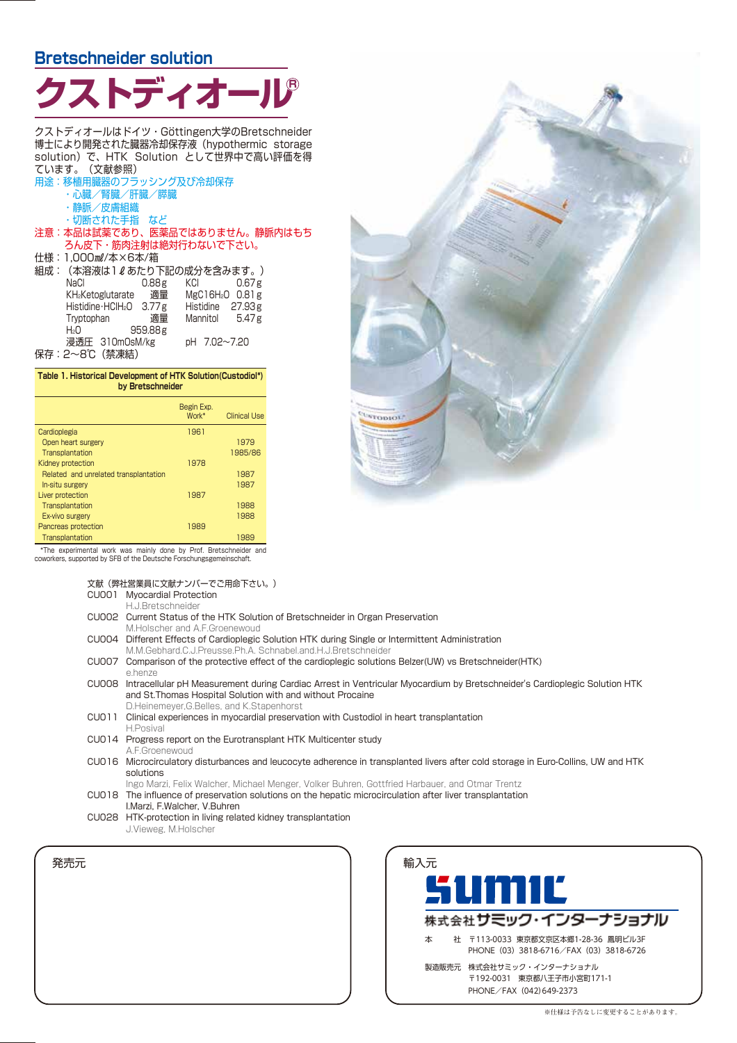## Bretschneider solution

# クストディオール®

クストディオールはドイツ・Göttingen大学のBretschneider博士により開発された臓器冷却保存液（hypothermic storage solution）で、HTK Solution として世界中で高い評価を得ています。（文献参照）

用途：移植用臓器のフラッシング及び冷却保存
- 心臓／腎臓／肝臓／膵臓
- 静脈／皮膚組織
- 切断された手指　など

注意：本品は試薬であり、医薬品ではありません。静脈内はもちろん皮下・筋肉注射は絶対行わないで下さい。

仕様：1,000㎖/本×6本/箱

組成：（本溶液は1ℓあたり下記の成分を含みます。）

| | | | |
|---|---|---|---|
| NaCl | 0.88g | KCl | 0.67g |
| $KH_2$Ketoglutarate | 適量 | MgC16$H_2O$ | 0.81g |
| Histidine･HCl$H_2O$ | 3.77g | Histidine | 27.93g |
| Tryptophan | 適量 | Mannitol | 5.47g |
| $H_2O$ | 959.88g | | |
| 浸透圧 | 310mOsM/kg | pH | 7.02~7.20 |

保存：2～8℃（禁凍結）

**Table 1. Historical Development of HTK Solution(Custodiol*) by Bretschneider**

| | Begin Exp. Work* | Clinical Use |
|---|---|---|
| Cardioplegia | 1961 | |
| Open heart surgery | | 1979 |
| Transplantation | | 1985/86 |
| Kidney protection | 1978 | |
| Related and unrelated transplantation | | 1987 |
| In-situ surgery | | 1987 |
| Liver protection | 1987 | |
| Transplantation | | 1988 |
| Ex-vivo surgery | | 1988 |
| Pancreas protection | 1989 | |
| Transplantation | | 1989 |

*The experimental work was mainly done by Prof. Bretschneider and coworkers, supported by SFB of the Deutsche Forschungsgemeinschaft.

文献（弊社営業員に文献ナンバーでご用命下さい。）

CU001 Myocardial Protection
H.J.Bretschneider

CU002 Current Status of the HTK Solution of Bretschneider in Organ Preservation
M.Holscher and A.F.Groenewoud

CU004 Different Effects of Cardioplegic Solution HTK during Single or Intermittent Administration
M.M.Gebhard.C.J.Preusse.Ph.A. Schnabel.and.H.J.Bretschneider

CU007 Comparison of the protective effect of the cardioplegic solutions Belzer(UW) vs Bretschneider(HTK)
e.henze

CU008 Intracellular pH Measurement during Cardiac Arrest in Ventricular Myocardium by Bretschneider's Cardioplegic Solution HTK and St.Thomas Hospital Solution with and without Procaine
D.Heinemeyer,G.Belles, and K.Stapenhorst

CU011 Clinical experiences in myocardial preservation with Custodiol in heart transplantation
H.Posival

CU014 Progress report on the Eurotransplant HTK Multicenter study
A.F.Groenewoud

CU016 Microcirculatory disturbances and leucocyte adherence in transplanted livers after cold storage in Euro-Collins, UW and HTK solutions
Ingo Marzi, Felix Walcher, Michael Menger, Volker Buhren, Gottfried Harbauer, and Otmar Trentz

CU018 The influence of preservation solutions on the hepatic microcirculation after liver transplantation
I.Marzi, F.Walcher, V.Buhren

CU028 HTK-protection in living related kidney transplantation
J.Vieweg, M.Holscher

発売元

輸入元

SUMIC

株式会社サミック・インターナショナル

本　　社　〒113-0033 東京都文京区本郷1-28-36 鳳明ビル3F
PHONE (03) 3818-6716／FAX (03) 3818-6726

製造販売元　株式会社サミック・インターナショナル
〒192-0031 東京都八王子市小宮町171-1
PHONE／FAX (042)649-2373

※仕様は予告なしに変更することがあります。